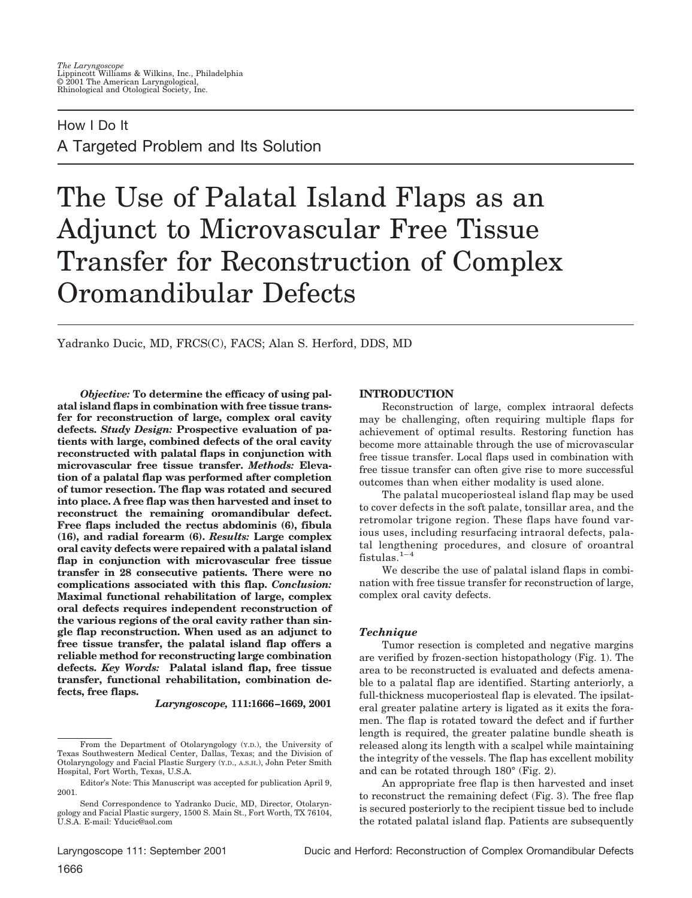How I Do It
A Targeted Problem and Its Solution

# The Use of Palatal Island Flaps as an Adjunct to Microvascular Free Tissue Transfer for Reconstruction of Complex Oromandibular Defects

Yadranko Ducic, MD, FRCS(C), FACS; Alan S. Herford, DDS, MD

***Objective:*** **To determine the efficacy of using palatal island flaps in combination with free tissue transfer for reconstruction of large, complex oral cavity defects.** ***Study Design:*** **Prospective evaluation of patients with large, combined defects of the oral cavity reconstructed with palatal flaps in conjunction with microvascular free tissue transfer.** ***Methods:*** **Elevation of a palatal flap was performed after completion of tumor resection. The flap was rotated and secured into place. A free flap was then harvested and inset to reconstruct the remaining oromandibular defect. Free flaps included the rectus abdominis (6), fibula (16), and radial forearm (6).** ***Results:*** **Large complex oral cavity defects were repaired with a palatal island flap in conjunction with microvascular free tissue transfer in 28 consecutive patients. There were no complications associated with this flap.** ***Conclusion:*** **Maximal functional rehabilitation of large, complex oral defects requires independent reconstruction of the various regions of the oral cavity rather than single flap reconstruction. When used as an adjunct to free tissue transfer, the palatal island flap offers a reliable method for reconstructing large combination defects.** ***Key Words:*** **Palatal island flap, free tissue transfer, functional rehabilitation, combination defects, free flaps.**

***Laryngoscope*, 111:1666–1669, 2001**

From the Department of Otolaryngology (Y.D.), the University of Texas Southwestern Medical Center, Dallas, Texas; and the Division of Otolaryngology and Facial Plastic Surgery (Y.D., A.S.H.), John Peter Smith Hospital, Fort Worth, Texas, U.S.A.

Editor's Note: This Manuscript was accepted for publication April 9, 2001.

Send Correspondence to Yadranko Ducic, MD, Director, Otolaryngology and Facial Plastic surgery, 1500 S. Main St., Fort Worth, TX 76104, U.S.A. E-mail: Yducic@aol.com

## INTRODUCTION

Reconstruction of large, complex intraoral defects may be challenging, often requiring multiple flaps for achievement of optimal results. Restoring function has become more attainable through the use of microvascular free tissue transfer. Local flaps used in combination with free tissue transfer can often give rise to more successful outcomes than when either modality is used alone.

The palatal mucoperiosteal island flap may be used to cover defects in the soft palate, tonsillar area, and the retromolar trigone region. These flaps have found various uses, including resurfacing intraoral defects, palatal lengthening procedures, and closure of oroantral fistulas.[1–4]

We describe the use of palatal island flaps in combination with free tissue transfer for reconstruction of large, complex oral cavity defects.

### *Technique*

Tumor resection is completed and negative margins are verified by frozen-section histopathology (Fig. 1). The area to be reconstructed is evaluated and defects amenable to a palatal flap are identified. Starting anteriorly, a full-thickness mucoperiosteal flap is elevated. The ipsilateral greater palatine artery is ligated as it exits the foramen. The flap is rotated toward the defect and if further length is required, the greater palatine bundle sheath is released along its length with a scalpel while maintaining the integrity of the vessels. The flap has excellent mobility and can be rotated through 180° (Fig. 2).

An appropriate free flap is then harvested and inset to reconstruct the remaining defect (Fig. 3). The free flap is secured posteriorly to the recipient tissue bed to include the rotated palatal island flap. Patients are subsequently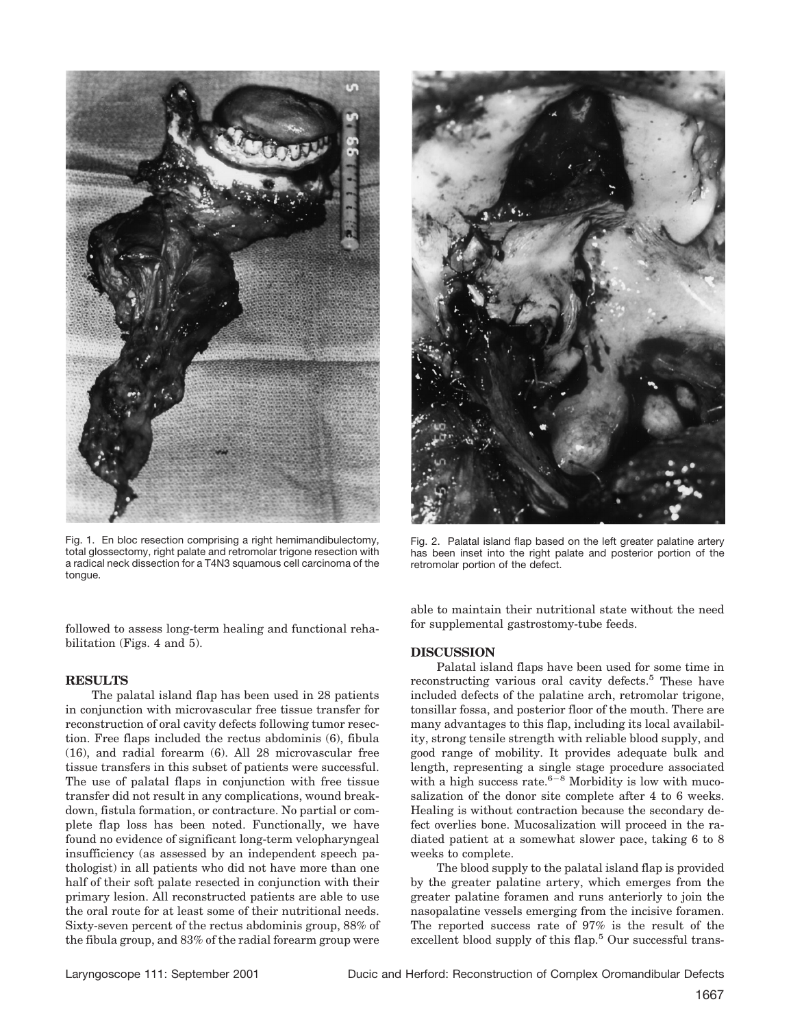Fig. 1. En bloc resection comprising a right hemimandibulectomy, total glossectomy, right palate and retromolar trigone resection with a radical neck dissection for a T4N3 squamous cell carcinoma of the tongue.

Fig. 2. Palatal island flap based on the left greater palatine artery has been inset into the right palate and posterior portion of the retromolar portion of the defect.

followed to assess long-term healing and functional rehabilitation (Figs. 4 and 5).

## RESULTS

The palatal island flap has been used in 28 patients in conjunction with microvascular free tissue transfer for reconstruction of oral cavity defects following tumor resection. Free flaps included the rectus abdominis (6), fibula (16), and radial forearm (6). All 28 microvascular free tissue transfers in this subset of patients were successful. The use of palatal flaps in conjunction with free tissue transfer did not result in any complications, wound breakdown, fistula formation, or contracture. No partial or complete flap loss has been noted. Functionally, we have found no evidence of significant long-term velopharyngeal insufficiency (as assessed by an independent speech pathologist) in all patients who did not have more than one half of their soft palate resected in conjunction with their primary lesion. All reconstructed patients are able to use the oral route for at least some of their nutritional needs. Sixty-seven percent of the rectus abdominis group, 88% of the fibula group, and 83% of the radial forearm group were able to maintain their nutritional state without the need for supplemental gastrostomy-tube feeds.

## DISCUSSION

Palatal island flaps have been used for some time in reconstructing various oral cavity defects.[5] These have included defects of the palatine arch, retromolar trigone, tonsillar fossa, and posterior floor of the mouth. There are many advantages to this flap, including its local availability, strong tensile strength with reliable blood supply, and good range of mobility. It provides adequate bulk and length, representing a single stage procedure associated with a high success rate.[6–8] Morbidity is low with mucosalization of the donor site complete after 4 to 6 weeks. Healing is without contraction because the secondary defect overlies bone. Mucosalization will proceed in the radiated patient at a somewhat slower pace, taking 6 to 8 weeks to complete.

The blood supply to the palatal island flap is provided by the greater palatine artery, which emerges from the greater palatine foramen and runs anteriorly to join the nasopalatine vessels emerging from the incisive foramen. The reported success rate of 97% is the result of the excellent blood supply of this flap.[5] Our successful trans-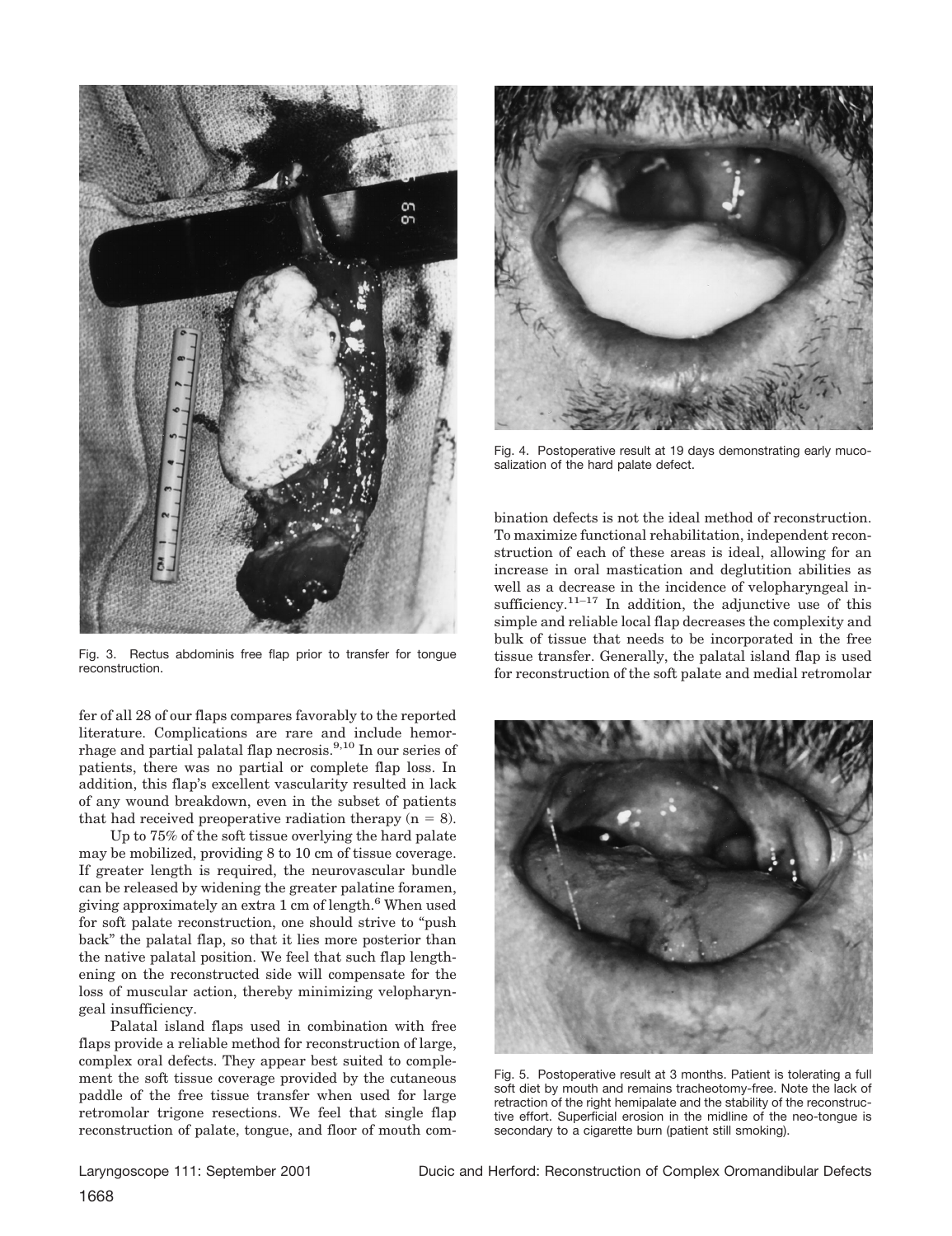Fig. 3. Rectus abdominis free flap prior to transfer for tongue reconstruction.

fer of all 28 of our flaps compares favorably to the reported literature. Complications are rare and include hemorrhage and partial palatal flap necrosis.[9,10] In our series of patients, there was no partial or complete flap loss. In addition, this flap's excellent vascularity resulted in lack of any wound breakdown, even in the subset of patients that had received preoperative radiation therapy ($n = 8$).

Up to 75% of the soft tissue overlying the hard palate may be mobilized, providing 8 to 10 cm of tissue coverage. If greater length is required, the neurovascular bundle can be released by widening the greater palatine foramen, giving approximately an extra 1 cm of length.[6] When used for soft palate reconstruction, one should strive to "push back" the palatal flap, so that it lies more posterior than the native palatal position. We feel that such flap lengthening on the reconstructed side will compensate for the loss of muscular action, thereby minimizing velopharyngeal insufficiency.

Palatal island flaps used in combination with free flaps provide a reliable method for reconstruction of large, complex oral defects. They appear best suited to complement the soft tissue coverage provided by the cutaneous paddle of the free tissue transfer when used for large retromolar trigone resections. We feel that single flap reconstruction of palate, tongue, and floor of mouth combination defects is not the ideal method of reconstruction. To maximize functional rehabilitation, independent reconstruction of each of these areas is ideal, allowing for an increase in oral mastication and deglutition abilities as well as a decrease in the incidence of velopharyngeal insufficiency.[11–17] In addition, the adjunctive use of this simple and reliable local flap decreases the complexity and bulk of tissue that needs to be incorporated in the free tissue transfer. Generally, the palatal island flap is used for reconstruction of the soft palate and medial retromolar

Fig. 4. Postoperative result at 19 days demonstrating early mucosalization of the hard palate defect.

Fig. 5. Postoperative result at 3 months. Patient is tolerating a full soft diet by mouth and remains tracheotomy-free. Note the lack of retraction of the right hemipalate and the stability of the reconstructive effort. Superficial erosion in the midline of the neo-tongue is secondary to a cigarette burn (patient still smoking).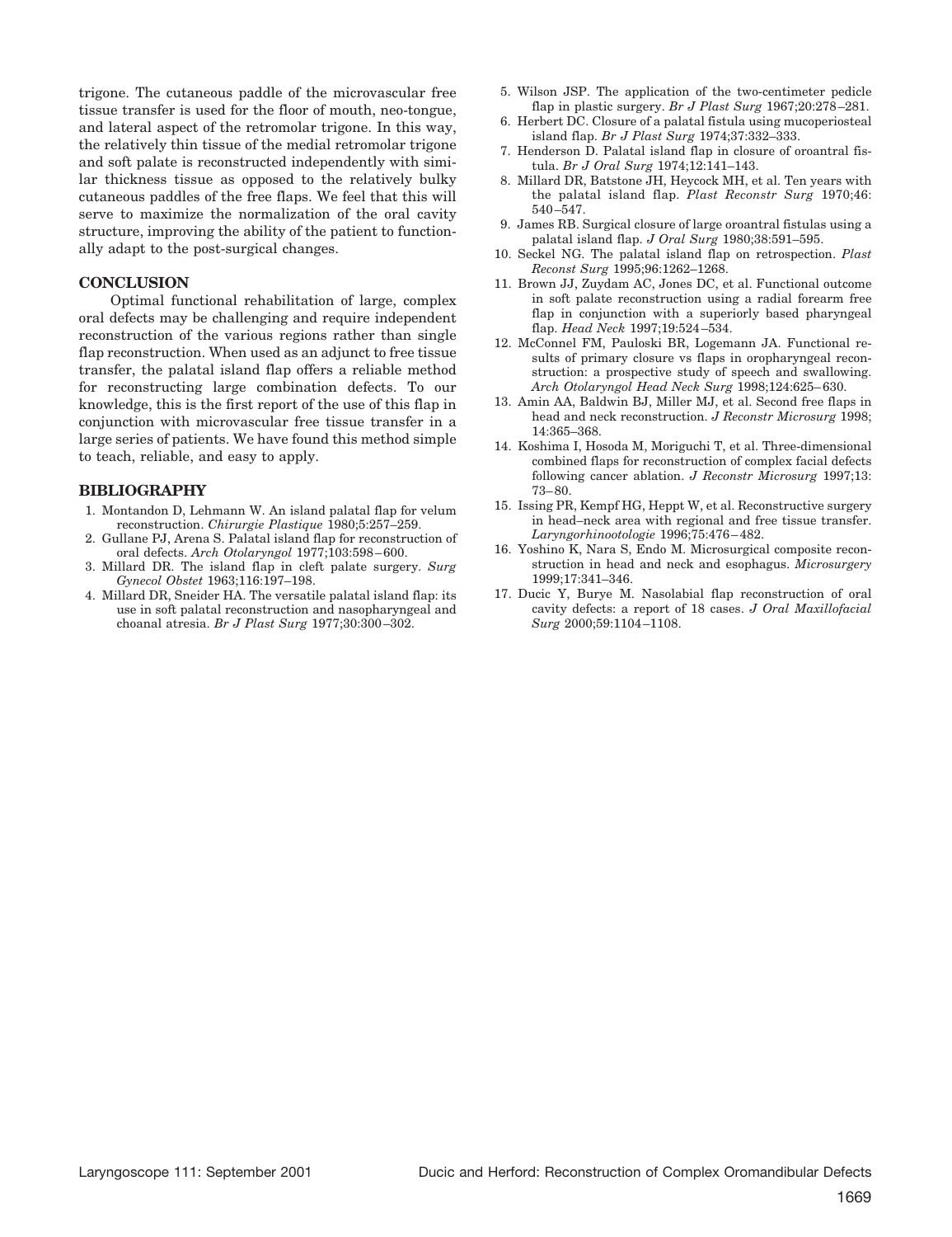trigone. The cutaneous paddle of the microvascular free tissue transfer is used for the floor of mouth, neo-tongue, and lateral aspect of the retromolar trigone. In this way, the relatively thin tissue of the medial retromolar trigone and soft palate is reconstructed independently with similar thickness tissue as opposed to the relatively bulky cutaneous paddles of the free flaps. We feel that this will serve to maximize the normalization of the oral cavity structure, improving the ability of the patient to functionally adapt to the post-surgical changes.

## CONCLUSION

Optimal functional rehabilitation of large, complex oral defects may be challenging and require independent reconstruction of the various regions rather than single flap reconstruction. When used as an adjunct to free tissue transfer, the palatal island flap offers a reliable method for reconstructing large combination defects. To our knowledge, this is the first report of the use of this flap in conjunction with microvascular free tissue transfer in a large series of patients. We have found this method simple to teach, reliable, and easy to apply.

## BIBLIOGRAPHY

1. Montandon D, Lehmann W. An island palatal flap for velum reconstruction. *Chirurgie Plastique* 1980;5:257–259.
2. Gullane PJ, Arena S. Palatal island flap for reconstruction of oral defects. *Arch Otolaryngol* 1977;103:598–600.
3. Millard DR. The island flap in cleft palate surgery. *Surg Gynecol Obstet* 1963;116:197–198.
4. Millard DR, Sneider HA. The versatile palatal island flap: its use in soft palatal reconstruction and nasopharyngeal and choanal atresia. *Br J Plast Surg* 1977;30:300–302.
5. Wilson JSP. The application of the two-centimeter pedicle flap in plastic surgery. *Br J Plast Surg* 1967;20:278–281.
6. Herbert DC. Closure of a palatal fistula using mucoperiosteal island flap. *Br J Plast Surg* 1974;37:332–333.
7. Henderson D. Palatal island flap in closure of oroantral fistula. *Br J Oral Surg* 1974;12:141–143.
8. Millard DR, Batstone JH, Heycock MH, et al. Ten years with the palatal island flap. *Plast Reconstr Surg* 1970;46:540–547.
9. James RB. Surgical closure of large oroantral fistulas using a palatal island flap. *J Oral Surg* 1980;38:591–595.
10. Seckel NG. The palatal island flap on retrospection. *Plast Reconst Surg* 1995;96:1262–1268.
11. Brown JJ, Zuydam AC, Jones DC, et al. Functional outcome in soft palate reconstruction using a radial forearm free flap in conjunction with a superiorly based pharyngeal flap. *Head Neck* 1997;19:524–534.
12. McConnel FM, Pauloski BR, Logemann JA. Functional results of primary closure vs flaps in oropharyngeal reconstruction: a prospective study of speech and swallowing. *Arch Otolaryngol Head Neck Surg* 1998;124:625–630.
13. Amin AA, Baldwin BJ, Miller MJ, et al. Second free flaps in head and neck reconstruction. *J Reconstr Microsurg* 1998;14:365–368.
14. Koshima I, Hosoda M, Moriguchi T, et al. Three-dimensional combined flaps for reconstruction of complex facial defects following cancer ablation. *J Reconstr Microsurg* 1997;13:73–80.
15. Issing PR, Kempf HG, Heppt W, et al. Reconstructive surgery in head–neck area with regional and free tissue transfer. *Laryngorhinootologie* 1996;75:476–482.
16. Yoshino K, Nara S, Endo M. Microsurgical composite reconstruction in head and neck and esophagus. *Microsurgery* 1999;17:341–346.
17. Ducic Y, Burye M. Nasolabial flap reconstruction of oral cavity defects: a report of 18 cases. *J Oral Maxillofacial Surg* 2000;59:1104–1108.